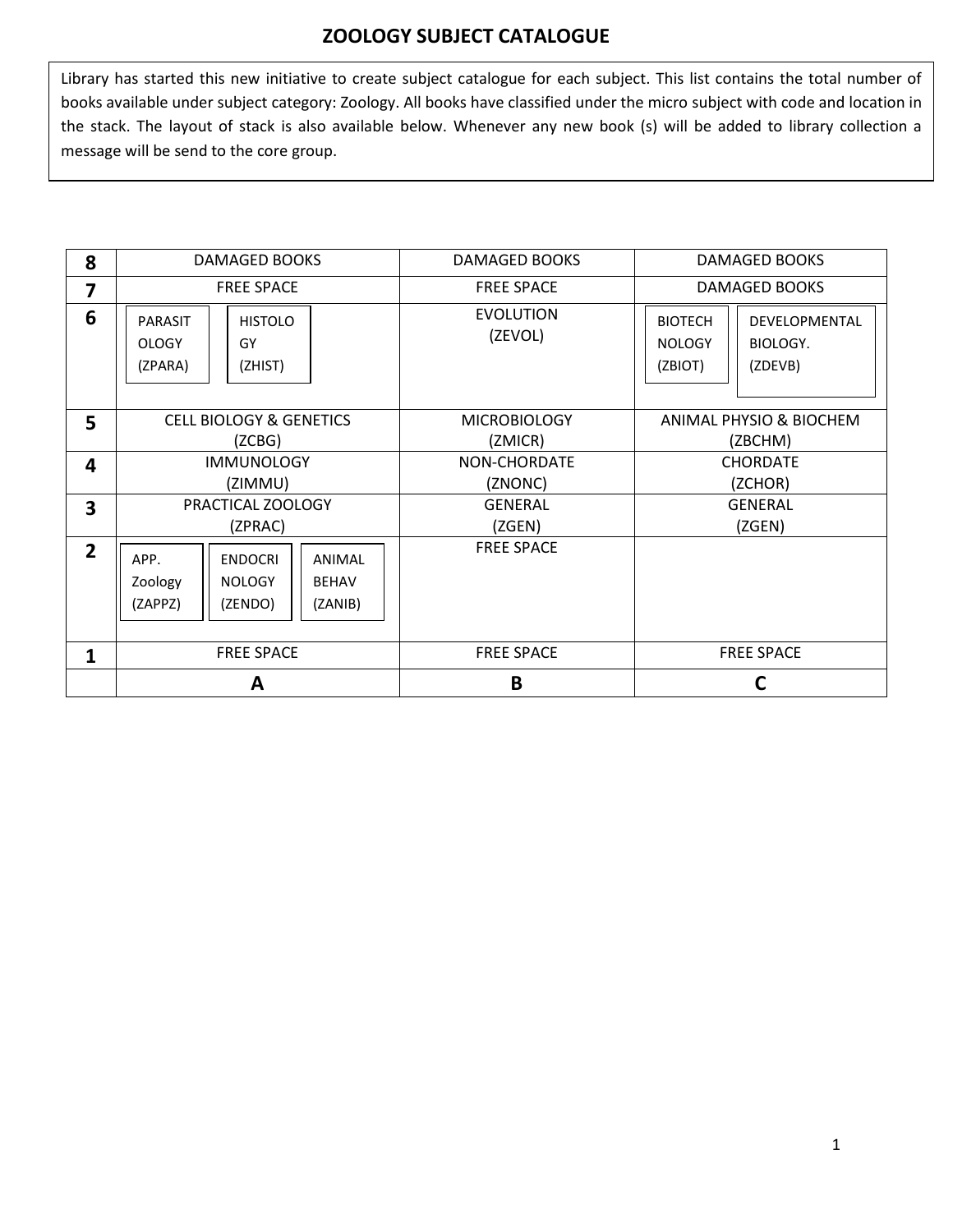# ZOOLOGY SUBJECT CATALOGUE

Library has started this new initiative to create subject catalogue for each subject. This list contains the total number of books available under subject category: Zoology. All books have classified under the micro subject with code and location in the stack. The layout of stack is also available below. Whenever any new book (s) will be added to library collection a message will be send to the core group.

| | | | |
|---|---|---|---|
| **8** | DAMAGED BOOKS | DAMAGED BOOKS | DAMAGED BOOKS |
| **7** | FREE SPACE | FREE SPACE | DAMAGED BOOKS |
| **6** | PARASITOLOGY (ZPARA); HISTOLOGY (ZHIST) | EVOLUTION (ZEVOL) | BIOTECHNOLOGY (ZBIOT); DEVELOPMENTAL BIOLOGY. (ZDEVB) |
| **5** | CELL BIOLOGY & GENETICS (ZCBG) | MICROBIOLOGY (ZMICR) | ANIMAL PHYSIO & BIOCHEM (ZBCHM) |
| **4** | IMMUNOLOGY (ZIMMU) | NON-CHORDATE (ZNONC) | CHORDATE (ZCHOR) |
| **3** | PRACTICAL ZOOLOGY (ZPRAC) | GENERAL (ZGEN) | GENERAL (ZGEN) |
| **2** | APP. Zoology (ZAPPZ); ENDOCRINOLOGY (ZENDO); ANIMAL BEHAV (ZANIB) | FREE SPACE | |
| **1** | FREE SPACE | FREE SPACE | FREE SPACE |
| | **A** | **B** | **C** |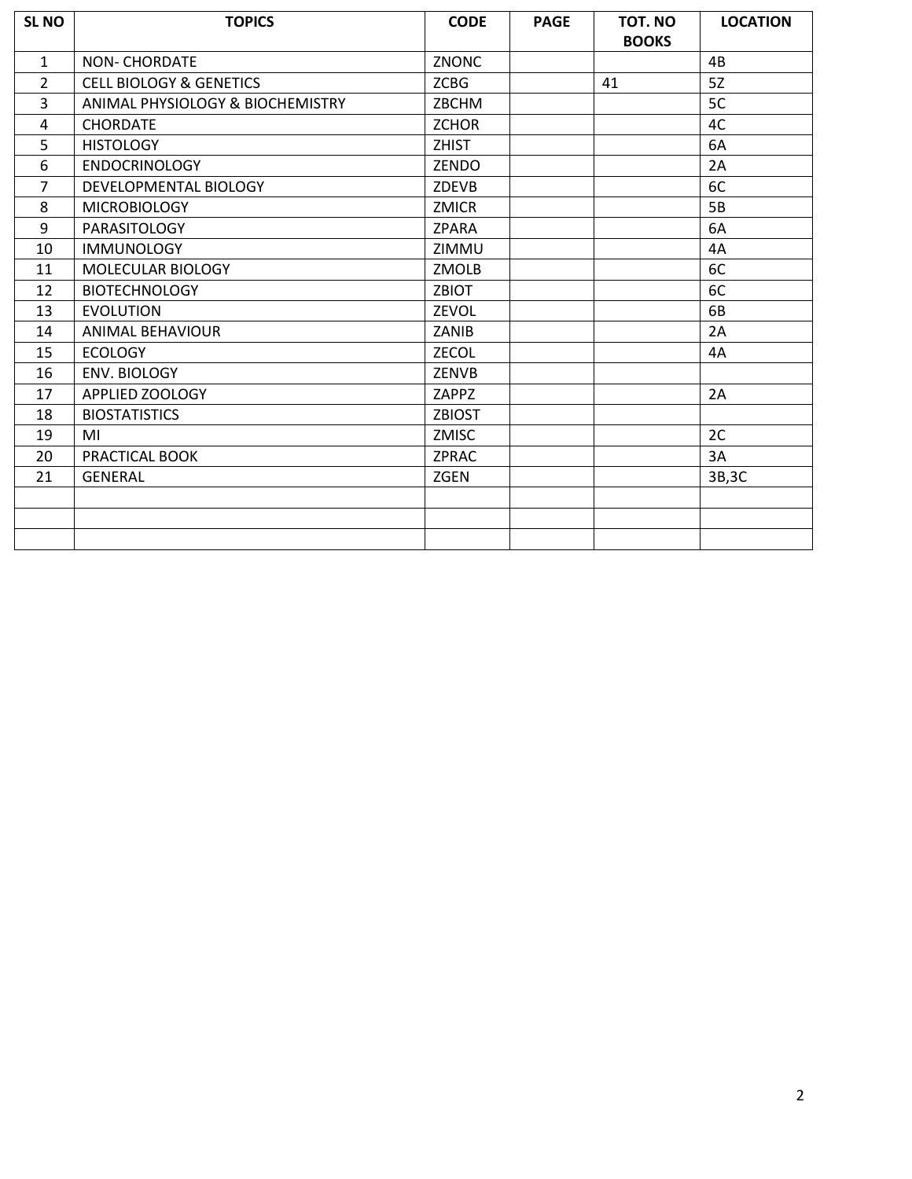| SL NO | TOPICS | CODE | PAGE | TOT. NO BOOKS | LOCATION |
|---|---|---|---|---|---|
| 1 | NON- CHORDATE | ZNONC | | | 4B |
| 2 | CELL BIOLOGY & GENETICS | ZCBG | | 41 | 5Z |
| 3 | ANIMAL PHYSIOLOGY & BIOCHEMISTRY | ZBCHM | | | 5C |
| 4 | CHORDATE | ZCHOR | | | 4C |
| 5 | HISTOLOGY | ZHIST | | | 6A |
| 6 | ENDOCRINOLOGY | ZENDO | | | 2A |
| 7 | DEVELOPMENTAL BIOLOGY | ZDEVB | | | 6C |
| 8 | MICROBIOLOGY | ZMICR | | | 5B |
| 9 | PARASITOLOGY | ZPARA | | | 6A |
| 10 | IMMUNOLOGY | ZIMMU | | | 4A |
| 11 | MOLECULAR BIOLOGY | ZMOLB | | | 6C |
| 12 | BIOTECHNOLOGY | ZBIOT | | | 6C |
| 13 | EVOLUTION | ZEVOL | | | 6B |
| 14 | ANIMAL BEHAVIOUR | ZANIB | | | 2A |
| 15 | ECOLOGY | ZECOL | | | 4A |
| 16 | ENV. BIOLOGY | ZENVB | | | |
| 17 | APPLIED ZOOLOGY | ZAPPZ | | | 2A |
| 18 | BIOSTATISTICS | ZBIOST | | | |
| 19 | MI | ZMISC | | | 2C |
| 20 | PRACTICAL BOOK | ZPRAC | | | 3A |
| 21 | GENERAL | ZGEN | | | 3B,3C |
| | | | | | |
| | | | | | |
| | | | | | |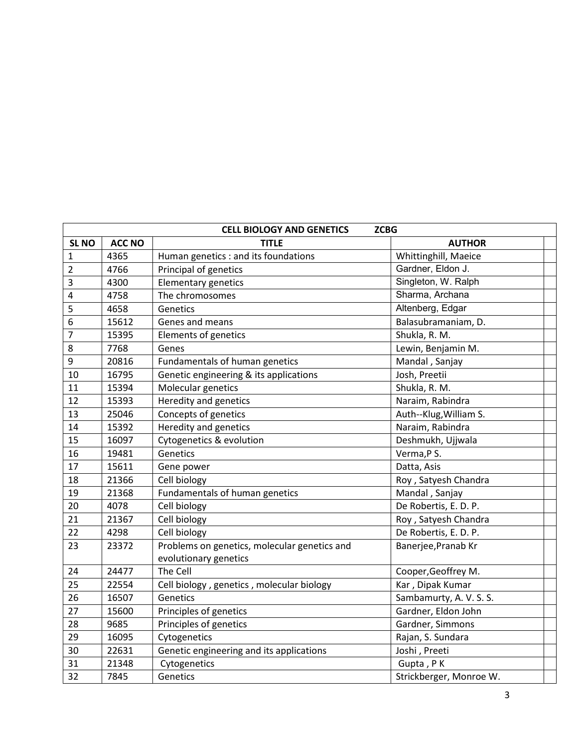| CELL BIOLOGY AND GENETICS ZCBG | | | | |
|---|---|---|---|---|
| SL NO | ACC NO | TITLE | AUTHOR | |
| 1 | 4365 | Human genetics : and its foundations | Whittinghill, Maeice | |
| 2 | 4766 | Principal of genetics | Gardner, Eldon J. | |
| 3 | 4300 | Elementary genetics | Singleton, W. Ralph | |
| 4 | 4758 | The chromosomes | Sharma, Archana | |
| 5 | 4658 | Genetics | Altenberg, Edgar | |
| 6 | 15612 | Genes and means | Balasubramaniam, D. | |
| 7 | 15395 | Elements of genetics | Shukla, R. M. | |
| 8 | 7768 | Genes | Lewin, Benjamin M. | |
| 9 | 20816 | Fundamentals of human genetics | Mandal , Sanjay | |
| 10 | 16795 | Genetic engineering & its applications | Josh, Preetii | |
| 11 | 15394 | Molecular genetics | Shukla, R. M. | |
| 12 | 15393 | Heredity and genetics | Naraim, Rabindra | |
| 13 | 25046 | Concepts of genetics | Auth--Klug,William S. | |
| 14 | 15392 | Heredity and genetics | Naraim, Rabindra | |
| 15 | 16097 | Cytogenetics & evolution | Deshmukh, Ujjwala | |
| 16 | 19481 | Genetics | Verma,P S. | |
| 17 | 15611 | Gene power | Datta, Asis | |
| 18 | 21366 | Cell biology | Roy , Satyesh Chandra | |
| 19 | 21368 | Fundamentals of human genetics | Mandal , Sanjay | |
| 20 | 4078 | Cell biology | De Robertis, E. D. P. | |
| 21 | 21367 | Cell biology | Roy , Satyesh Chandra | |
| 22 | 4298 | Cell biology | De Robertis, E. D. P. | |
| 23 | 23372 | Problems on genetics, molecular genetics and evolutionary genetics | Banerjee,Pranab Kr | |
| 24 | 24477 | The Cell | Cooper,Geoffrey M. | |
| 25 | 22554 | Cell biology , genetics , molecular biology | Kar , Dipak Kumar | |
| 26 | 16507 | Genetics | Sambamurty, A. V. S. S. | |
| 27 | 15600 | Principles of genetics | Gardner, Eldon John | |
| 28 | 9685 | Principles of genetics | Gardner, Simmons | |
| 29 | 16095 | Cytogenetics | Rajan, S. Sundara | |
| 30 | 22631 | Genetic engineering and its applications | Joshi , Preeti | |
| 31 | 21348 | Cytogenetics | Gupta , P K | |
| 32 | 7845 | Genetics | Strickberger, Monroe W. | |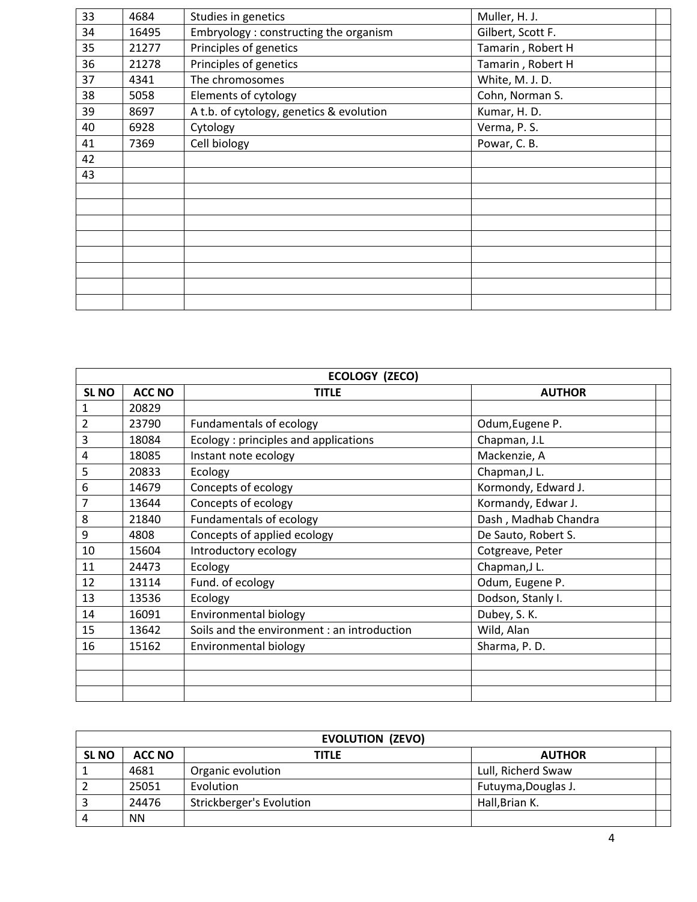| | | | | |
|---|---|---|---|---|
| 33 | 4684 | Studies in genetics | Muller, H. J. | |
| 34 | 16495 | Embryology : constructing the organism | Gilbert, Scott F. | |
| 35 | 21277 | Principles of genetics | Tamarin , Robert H | |
| 36 | 21278 | Principles of genetics | Tamarin , Robert H | |
| 37 | 4341 | The chromosomes | White, M. J. D. | |
| 38 | 5058 | Elements of cytology | Cohn, Norman S. | |
| 39 | 8697 | A t.b. of cytology, genetics & evolution | Kumar, H. D. | |
| 40 | 6928 | Cytology | Verma, P. S. | |
| 41 | 7369 | Cell biology | Powar, C. B. | |
| 42 | | | | |
| 43 | | | | |
| | | | | |
| | | | | |
| | | | | |
| | | | | |
| | | | | |
| | | | | |
| | | | | |
| | | | | |

| ECOLOGY (ZECO) | | | | |
|---|---|---|---|---|
| **SL NO** | **ACC NO** | **TITLE** | **AUTHOR** | |
| 1 | 20829 | | | |
| 2 | 23790 | Fundamentals of ecology | Odum,Eugene P. | |
| 3 | 18084 | Ecology : principles and applications | Chapman, J.L | |
| 4 | 18085 | Instant note ecology | Mackenzie, A | |
| 5 | 20833 | Ecology | Chapman,J L. | |
| 6 | 14679 | Concepts of ecology | Kormondy, Edward J. | |
| 7 | 13644 | Concepts of ecology | Kormandy, Edwar J. | |
| 8 | 21840 | Fundamentals of ecology | Dash , Madhab Chandra | |
| 9 | 4808 | Concepts of applied ecology | De Sauto, Robert S. | |
| 10 | 15604 | Introductory ecology | Cotgreave, Peter | |
| 11 | 24473 | Ecology | Chapman,J L. | |
| 12 | 13114 | Fund. of ecology | Odum, Eugene P. | |
| 13 | 13536 | Ecology | Dodson, Stanly I. | |
| 14 | 16091 | Environmental biology | Dubey, S. K. | |
| 15 | 13642 | Soils and the environment : an introduction | Wild, Alan | |
| 16 | 15162 | Environmental biology | Sharma, P. D. | |
| | | | | |
| | | | | |
| | | | | |

| EVOLUTION (ZEVO) | | | | |
|---|---|---|---|---|
| **SL NO** | **ACC NO** | **TITLE** | **AUTHOR** | |
| 1 | 4681 | Organic evolution | Lull, Richerd Swaw | |
| 2 | 25051 | Evolution | Futuyma,Douglas J. | |
| 3 | 24476 | Strickberger's Evolution | Hall,Brian K. | |
| 4 | NN | | | |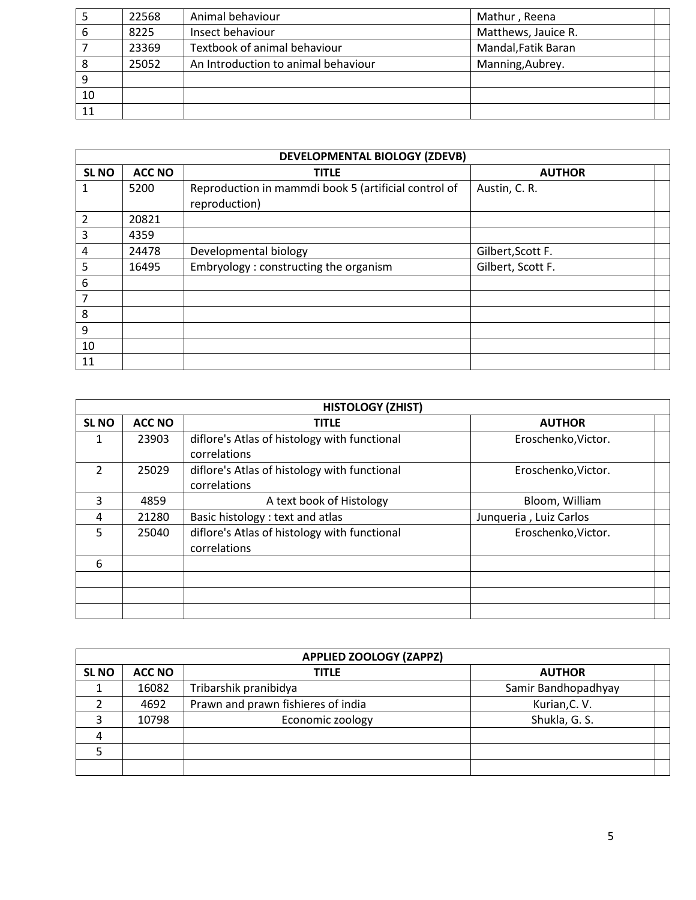| 5 | 22568 | Animal behaviour | Mathur , Reena | |
|---|---|---|---|---|
| 6 | 8225 | Insect behaviour | Matthews, Jauice R. | |
| 7 | 23369 | Textbook of animal behaviour | Mandal,Fatik Baran | |
| 8 | 25052 | An Introduction to animal behaviour | Manning,Aubrey. | |
| 9 | | | | |
| 10 | | | | |
| 11 | | | | |

| DEVELOPMENTAL BIOLOGY (ZDEVB) | | | | |
|---|---|---|---|---|
| **SL NO** | **ACC NO** | **TITLE** | **AUTHOR** | |
| 1 | 5200 | Reproduction in mammdi book 5 (artificial control of reproduction) | Austin, C. R. | |
| 2 | 20821 | | | |
| 3 | 4359 | | | |
| 4 | 24478 | Developmental biology | Gilbert,Scott F. | |
| 5 | 16495 | Embryology : constructing the organism | Gilbert, Scott F. | |
| 6 | | | | |
| 7 | | | | |
| 8 | | | | |
| 9 | | | | |
| 10 | | | | |
| 11 | | | | |

| HISTOLOGY (ZHIST) | | | | |
|---|---|---|---|---|
| **SL NO** | **ACC NO** | **TITLE** | **AUTHOR** | |
| 1 | 23903 | diflore's Atlas of histology with functional correlations | Eroschenko,Victor. | |
| 2 | 25029 | diflore's Atlas of histology with functional correlations | Eroschenko,Victor. | |
| 3 | 4859 | A text book of Histology | Bloom, William | |
| 4 | 21280 | Basic histology : text and atlas | Junqueria , Luiz Carlos | |
| 5 | 25040 | diflore's Atlas of histology with functional correlations | Eroschenko,Victor. | |
| 6 | | | | |
| | | | | |
| | | | | |
| | | | | |

| APPLIED ZOOLOGY (ZAPPZ) | | | | |
|---|---|---|---|---|
| **SL NO** | **ACC NO** | **TITLE** | **AUTHOR** | |
| 1 | 16082 | Tribarshik pranibidya | Samir Bandhopadhyay | |
| 2 | 4692 | Prawn and prawn fishieres of india | Kurian,C. V. | |
| 3 | 10798 | Economic zoology | Shukla, G. S. | |
| 4 | | | | |
| 5 | | | | |
| | | | | |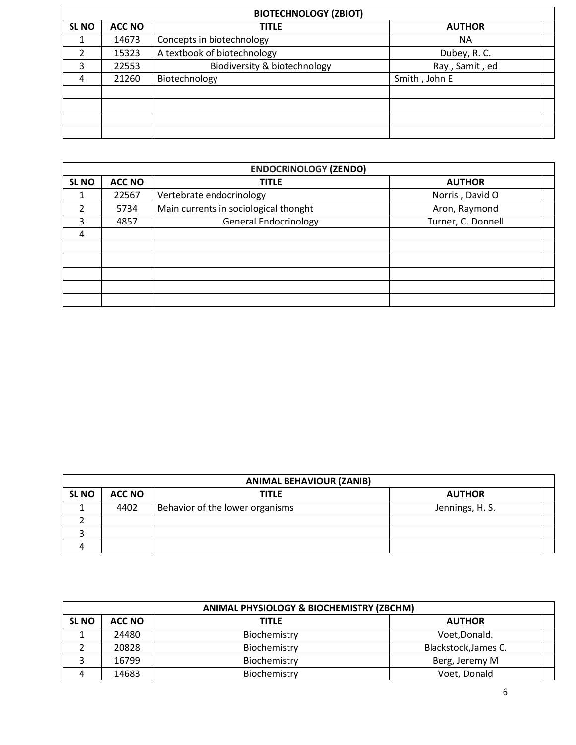| BIOTECHNOLOGY (ZBIOT) | | | | |
|---|---|---|---|---|
| **SL NO** | **ACC NO** | **TITLE** | **AUTHOR** | |
| 1 | 14673 | Concepts in biotechnology | NA | |
| 2 | 15323 | A textbook of biotechnology | Dubey, R. C. | |
| 3 | 22553 | Biodiversity & biotechnology | Ray , Samit , ed | |
| 4 | 21260 | Biotechnology | Smith , John E | |
| | | | | |
| | | | | |
| | | | | |
| | | | | |

| ENDOCRINOLOGY (ZENDO) | | | | |
|---|---|---|---|---|
| **SL NO** | **ACC NO** | **TITLE** | **AUTHOR** | |
| 1 | 22567 | Vertebrate endocrinology | Norris , David O | |
| 2 | 5734 | Main currents in sociological thonght | Aron, Raymond | |
| 3 | 4857 | General Endocrinology | Turner, C. Donnell | |
| 4 | | | | |
| | | | | |
| | | | | |
| | | | | |
| | | | | |
| | | | | |

| ANIMAL BEHAVIOUR (ZANIB) | | | | |
|---|---|---|---|---|
| **SL NO** | **ACC NO** | **TITLE** | **AUTHOR** | |
| 1 | 4402 | Behavior of the lower organisms | Jennings, H. S. | |
| 2 | | | | |
| 3 | | | | |
| 4 | | | | |

| ANIMAL PHYSIOLOGY & BIOCHEMISTRY (ZBCHM) | | | | |
|---|---|---|---|---|
| **SL NO** | **ACC NO** | **TITLE** | **AUTHOR** | |
| 1 | 24480 | Biochemistry | Voet,Donald. | |
| 2 | 20828 | Biochemistry | Blackstock,James C. | |
| 3 | 16799 | Biochemistry | Berg, Jeremy M | |
| 4 | 14683 | Biochemistry | Voet, Donald | |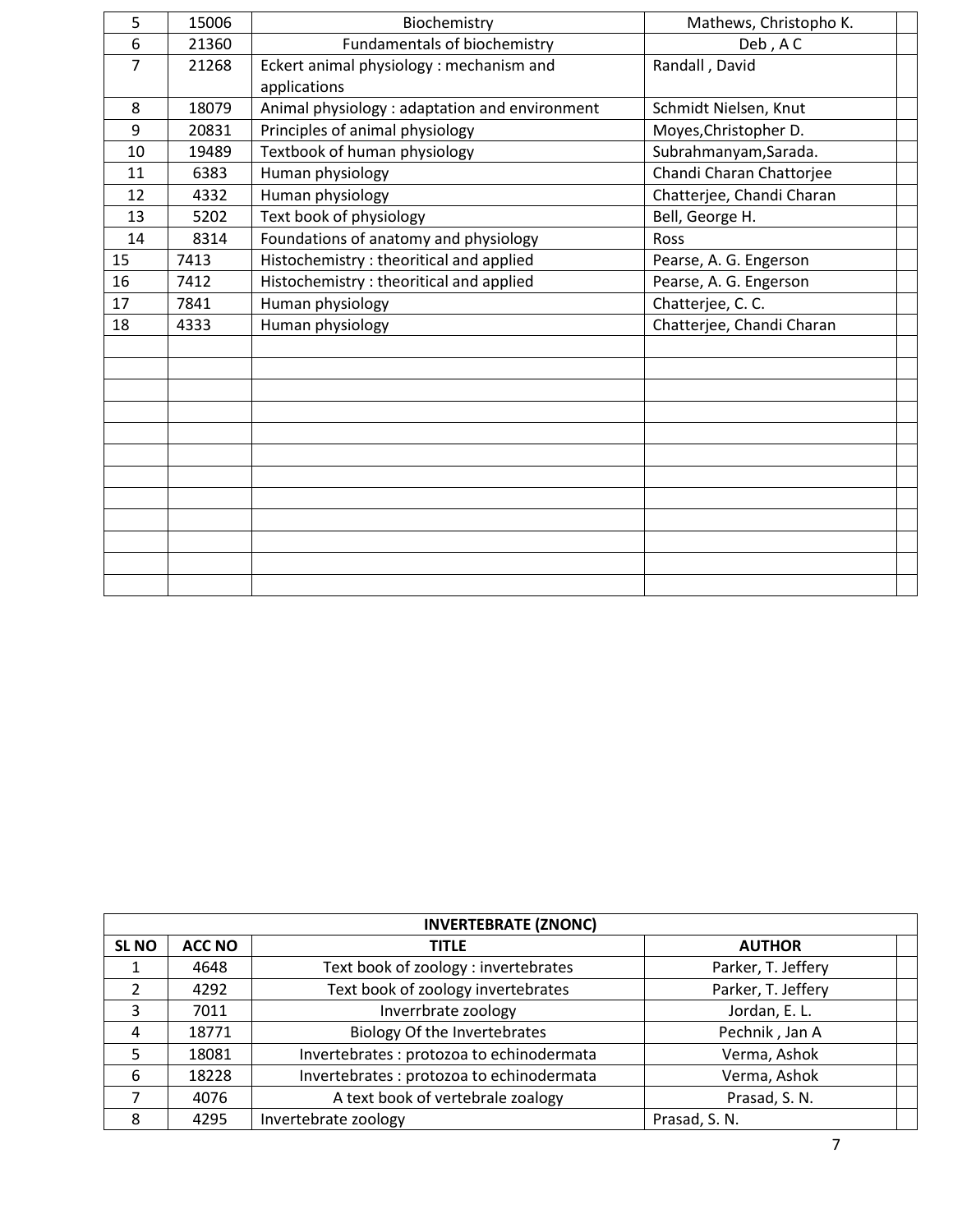| | | | | |
|---|---|---|---|---|
| 5 | 15006 | Biochemistry | Mathews, Christopho K. | |
| 6 | 21360 | Fundamentals of biochemistry | Deb , A C | |
| 7 | 21268 | Eckert animal physiology : mechanism and applications | Randall , David | |
| 8 | 18079 | Animal physiology : adaptation and environment | Schmidt Nielsen, Knut | |
| 9 | 20831 | Principles of animal physiology | Moyes,Christopher D. | |
| 10 | 19489 | Textbook of human physiology | Subrahmanyam,Sarada. | |
| 11 | 6383 | Human physiology | Chandi Charan Chattorjee | |
| 12 | 4332 | Human physiology | Chatterjee, Chandi Charan | |
| 13 | 5202 | Text book of physiology | Bell, George H. | |
| 14 | 8314 | Foundations of anatomy and physiology | Ross | |
| 15 | 7413 | Histochemistry : theoritical and applied | Pearse, A. G. Engerson | |
| 16 | 7412 | Histochemistry : theoritical and applied | Pearse, A. G. Engerson | |
| 17 | 7841 | Human physiology | Chatterjee, C. C. | |
| 18 | 4333 | Human physiology | Chatterjee, Chandi Charan | |
| | | | | |
| | | | | |
| | | | | |
| | | | | |
| | | | | |
| | | | | |
| | | | | |
| | | | | |
| | | | | |
| | | | | |
| | | | | |
| | | | | |

| **INVERTEBRATE (ZNONC)** | | | | |
|---|---|---|---|---|
| **SL NO** | **ACC NO** | **TITLE** | **AUTHOR** | |
| 1 | 4648 | Text book of zoology : invertebrates | Parker, T. Jeffery | |
| 2 | 4292 | Text book of zoology invertebrates | Parker, T. Jeffery | |
| 3 | 7011 | Inverrbrate zoology | Jordan, E. L. | |
| 4 | 18771 | Biology Of the Invertebrates | Pechnik , Jan A | |
| 5 | 18081 | Invertebrates : protozoa to echinodermata | Verma, Ashok | |
| 6 | 18228 | Invertebrates : protozoa to echinodermata | Verma, Ashok | |
| 7 | 4076 | A text book of vertebrale zoalogy | Prasad, S. N. | |
| 8 | 4295 | Invertebrate zoology | Prasad, S. N. | |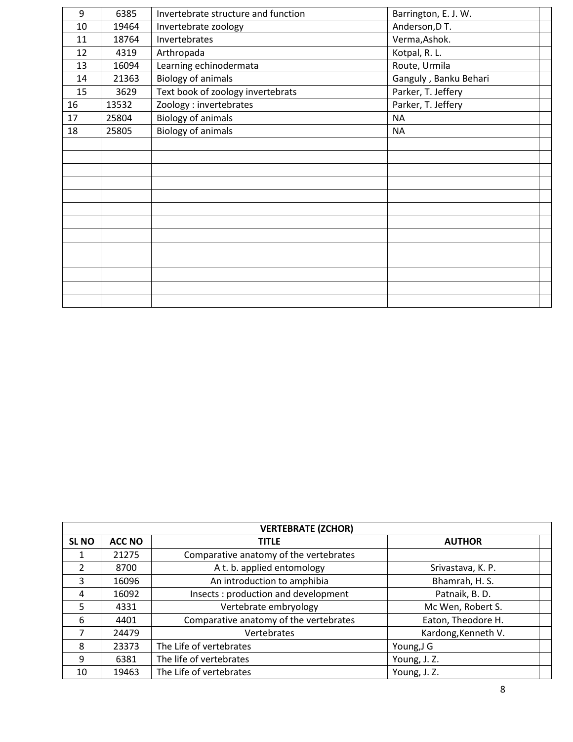| | | | | |
|---|---|---|---|---|
| 9 | 6385 | Invertebrate structure and function | Barrington, E. J. W. | |
| 10 | 19464 | Invertebrate zoology | Anderson,D T. | |
| 11 | 18764 | Invertebrates | Verma,Ashok. | |
| 12 | 4319 | Arthropada | Kotpal, R. L. | |
| 13 | 16094 | Learning echinodermata | Route, Urmila | |
| 14 | 21363 | Biology of animals | Ganguly , Banku Behari | |
| 15 | 3629 | Text book of zoology invertebrats | Parker, T. Jeffery | |
| 16 | 13532 | Zoology : invertebrates | Parker, T. Jeffery | |
| 17 | 25804 | Biology of animals | NA | |
| 18 | 25805 | Biology of animals | NA | |
| | | | | |
| | | | | |
| | | | | |
| | | | | |
| | | | | |
| | | | | |
| | | | | |
| | | | | |
| | | | | |
| | | | | |
| | | | | |
| | | | | |
| | | | | |

| VERTEBRATE (ZCHOR) | | | | |
|---|---|---|---|---|
| **SL NO** | **ACC NO** | **TITLE** | **AUTHOR** | |
| 1 | 21275 | Comparative anatomy of the vertebrates | | |
| 2 | 8700 | A t. b. applied entomology | Srivastava, K. P. | |
| 3 | 16096 | An introduction to amphibia | Bhamrah, H. S. | |
| 4 | 16092 | Insects : production and development | Patnaik, B. D. | |
| 5 | 4331 | Vertebrate embryology | Mc Wen, Robert S. | |
| 6 | 4401 | Comparative anatomy of the vertebrates | Eaton, Theodore H. | |
| 7 | 24479 | Vertebrates | Kardong,Kenneth V. | |
| 8 | 23373 | The Life of vertebrates | Young,J G | |
| 9 | 6381 | The life of vertebrates | Young, J. Z. | |
| 10 | 19463 | The Life of vertebrates | Young, J. Z. | |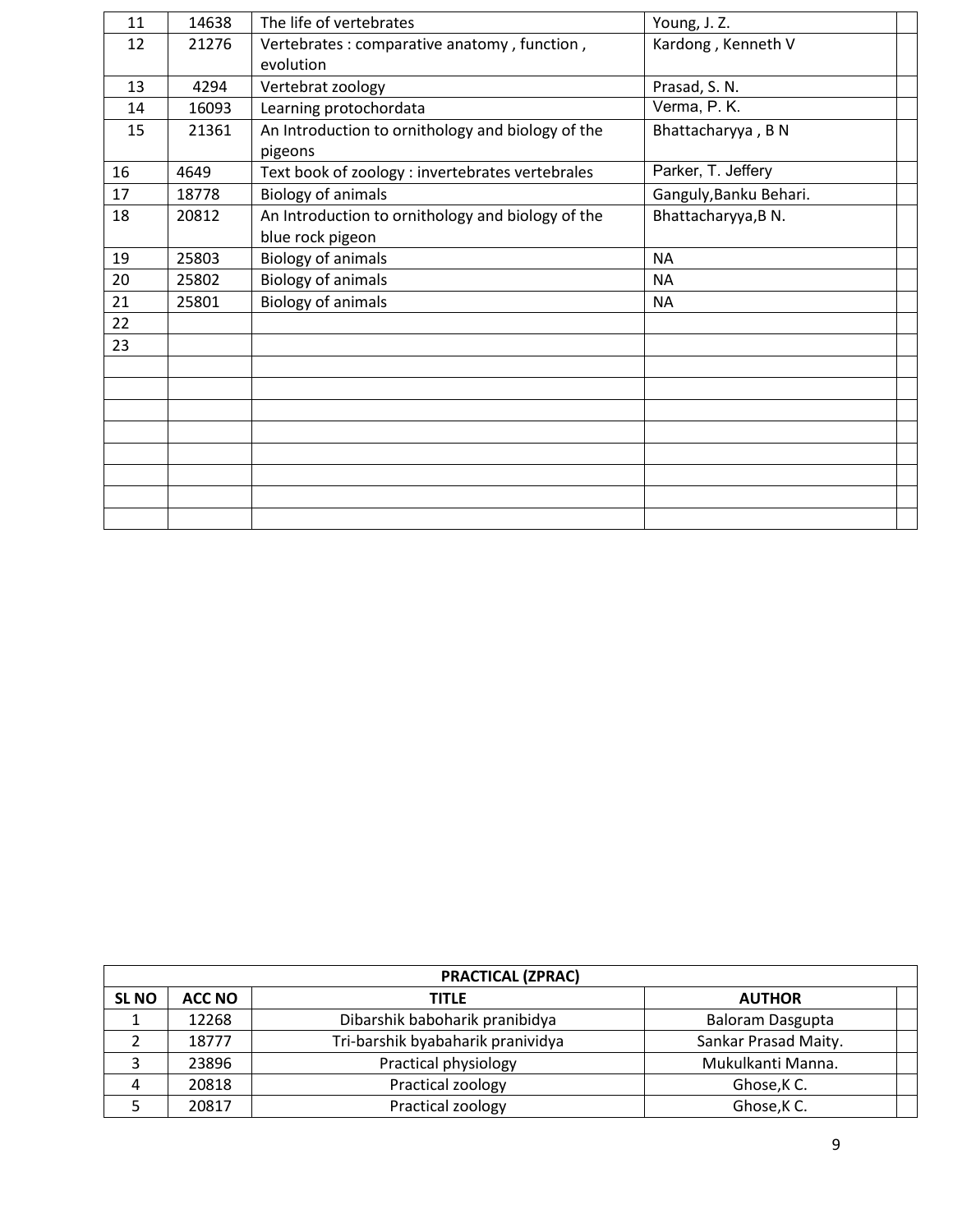| | | | | |
|---|---|---|---|---|
| 11 | 14638 | The life of vertebrates | Young, J. Z. | |
| 12 | 21276 | Vertebrates : comparative anatomy , function , evolution | Kardong , Kenneth V | |
| 13 | 4294 | Vertebrat zoology | Prasad, S. N. | |
| 14 | 16093 | Learning protochordata | Verma, P. K. | |
| 15 | 21361 | An Introduction to ornithology and biology of the pigeons | Bhattacharyya , B N | |
| 16 | 4649 | Text book of zoology : invertebrates vertebrales | Parker, T. Jeffery | |
| 17 | 18778 | Biology of animals | Ganguly,Banku Behari. | |
| 18 | 20812 | An Introduction to ornithology and biology of the blue rock pigeon | Bhattacharyya,B N. | |
| 19 | 25803 | Biology of animals | NA | |
| 20 | 25802 | Biology of animals | NA | |
| 21 | 25801 | Biology of animals | NA | |
| 22 | | | | |
| 23 | | | | |
| | | | | |
| | | | | |
| | | | | |
| | | | | |
| | | | | |
| | | | | |
| | | | | |
| | | | | |

| PRACTICAL (ZPRAC) | | | | |
|---|---|---|---|---|
| **SL NO** | **ACC NO** | **TITLE** | **AUTHOR** | |
| 1 | 12268 | Dibarshik baboharik pranibidya | Baloram Dasgupta | |
| 2 | 18777 | Tri-barshik byabaharik pranividya | Sankar Prasad Maity. | |
| 3 | 23896 | Practical physiology | Mukulkanti Manna. | |
| 4 | 20818 | Practical zoology | Ghose,K C. | |
| 5 | 20817 | Practical zoology | Ghose,K C. | |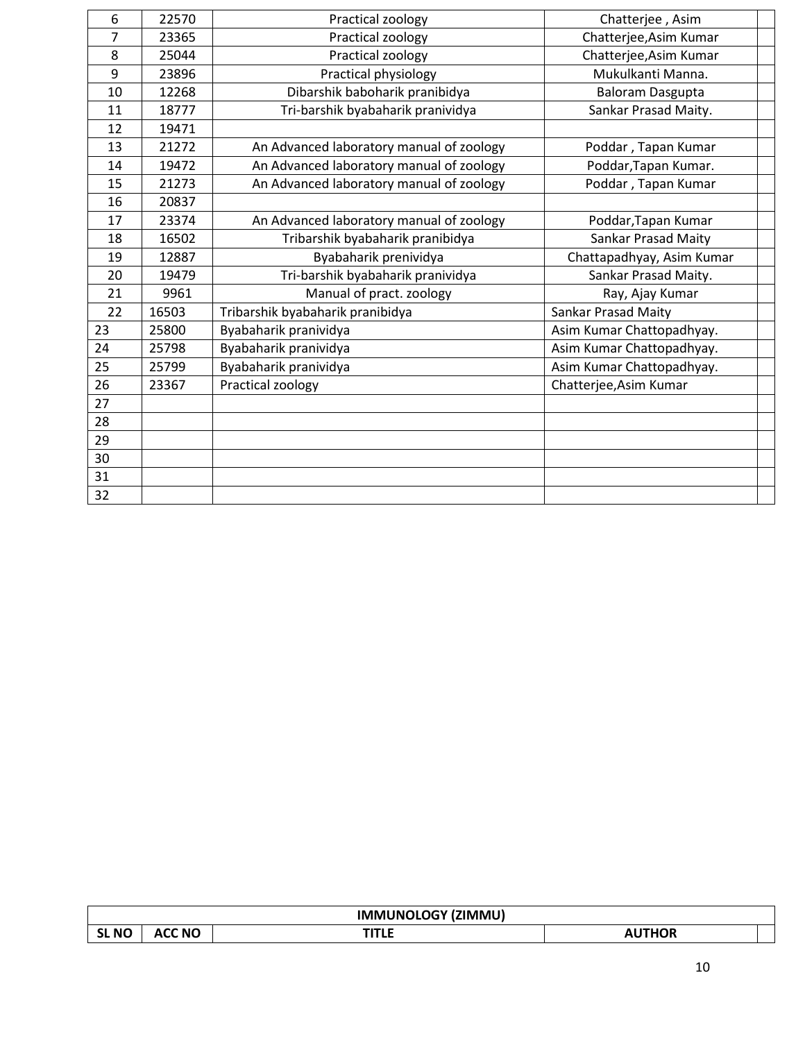| 6 | 22570 | Practical zoology | Chatterjee , Asim | |
|---|---|---|---|---|
| 7 | 23365 | Practical zoology | Chatterjee,Asim Kumar | |
| 8 | 25044 | Practical zoology | Chatterjee,Asim Kumar | |
| 9 | 23896 | Practical physiology | Mukulkanti Manna. | |
| 10 | 12268 | Dibarshik baboharik pranibidya | Baloram Dasgupta | |
| 11 | 18777 | Tri-barshik byabaharik pranividya | Sankar Prasad Maity. | |
| 12 | 19471 | | | |
| 13 | 21272 | An Advanced laboratory manual of zoology | Poddar , Tapan Kumar | |
| 14 | 19472 | An Advanced laboratory manual of zoology | Poddar,Tapan Kumar. | |
| 15 | 21273 | An Advanced laboratory manual of zoology | Poddar , Tapan Kumar | |
| 16 | 20837 | | | |
| 17 | 23374 | An Advanced laboratory manual of zoology | Poddar,Tapan Kumar | |
| 18 | 16502 | Tribarshik byabaharik pranibidya | Sankar Prasad Maity | |
| 19 | 12887 | Byabaharik prenividya | Chattapadhyay, Asim Kumar | |
| 20 | 19479 | Tri-barshik byabaharik pranividya | Sankar Prasad Maity. | |
| 21 | 9961 | Manual of pract. zoology | Ray, Ajay Kumar | |
| 22 | 16503 | Tribarshik byabaharik pranibidya | Sankar Prasad Maity | |
| 23 | 25800 | Byabaharik pranividya | Asim Kumar Chattopadhyay. | |
| 24 | 25798 | Byabaharik pranividya | Asim Kumar Chattopadhyay. | |
| 25 | 25799 | Byabaharik pranividya | Asim Kumar Chattopadhyay. | |
| 26 | 23367 | Practical zoology | Chatterjee,Asim Kumar | |
| 27 | | | | |
| 28 | | | | |
| 29 | | | | |
| 30 | | | | |
| 31 | | | | |
| 32 | | | | |

| IMMUNOLOGY (ZIMMU) | | | | |
|---|---|---|---|---|
| **SL NO** | **ACC NO** | **TITLE** | **AUTHOR** | |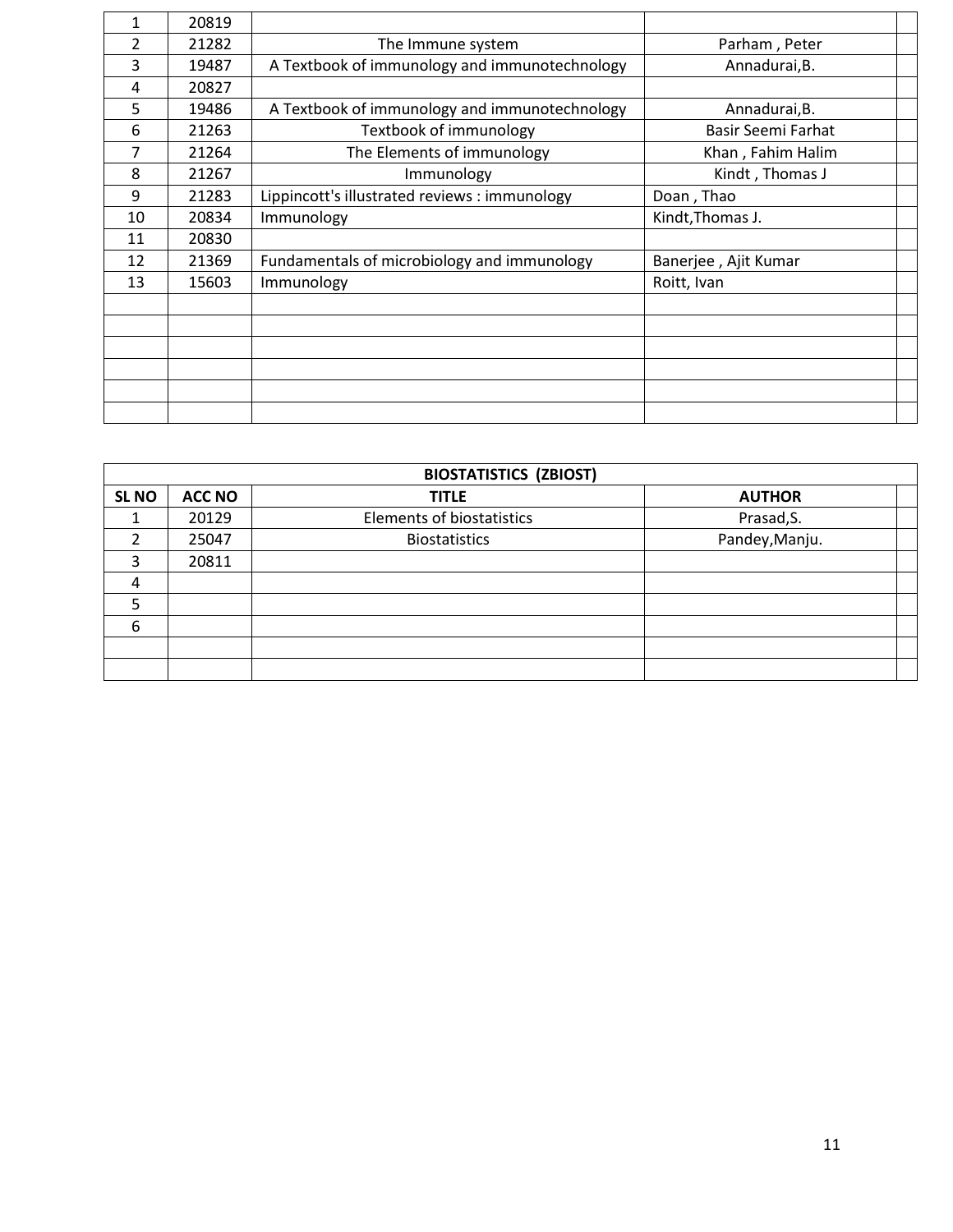| | | | | |
|---|---|---|---|---|
| 1 | 20819 | | | |
| 2 | 21282 | The Immune system | Parham , Peter | |
| 3 | 19487 | A Textbook of immunology and immunotechnology | Annadurai,B. | |
| 4 | 20827 | | | |
| 5 | 19486 | A Textbook of immunology and immunotechnology | Annadurai,B. | |
| 6 | 21263 | Textbook of immunology | Basir Seemi Farhat | |
| 7 | 21264 | The Elements of immunology | Khan , Fahim Halim | |
| 8 | 21267 | Immunology | Kindt , Thomas J | |
| 9 | 21283 | Lippincott's illustrated reviews : immunology | Doan , Thao | |
| 10 | 20834 | Immunology | Kindt,Thomas J. | |
| 11 | 20830 | | | |
| 12 | 21369 | Fundamentals of microbiology and immunology | Banerjee , Ajit Kumar | |
| 13 | 15603 | Immunology | Roitt, Ivan | |
| | | | | |
| | | | | |
| | | | | |
| | | | | |
| | | | | |
| | | | | |

| BIOSTATISTICS (ZBIOST) | | | | |
|---|---|---|---|---|
| **SL NO** | **ACC NO** | **TITLE** | **AUTHOR** | |
| 1 | 20129 | Elements of biostatistics | Prasad,S. | |
| 2 | 25047 | Biostatistics | Pandey,Manju. | |
| 3 | 20811 | | | |
| 4 | | | | |
| 5 | | | | |
| 6 | | | | |
| | | | | |
| | | | | |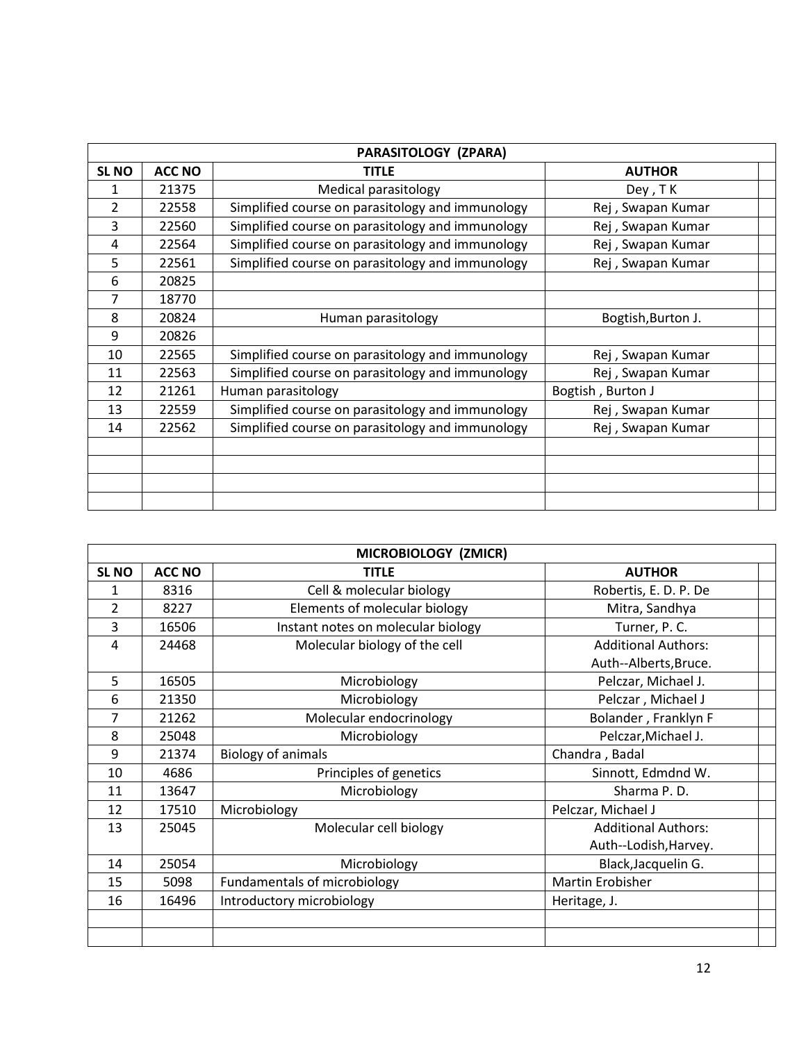| PARASITOLOGY (ZPARA) | | | | |
|---|---|---|---|---|
| **SL NO** | **ACC NO** | **TITLE** | **AUTHOR** | |
| 1 | 21375 | Medical parasitology | Dey , T K | |
| 2 | 22558 | Simplified course on parasitology and immunology | Rej , Swapan Kumar | |
| 3 | 22560 | Simplified course on parasitology and immunology | Rej , Swapan Kumar | |
| 4 | 22564 | Simplified course on parasitology and immunology | Rej , Swapan Kumar | |
| 5 | 22561 | Simplified course on parasitology and immunology | Rej , Swapan Kumar | |
| 6 | 20825 | | | |
| 7 | 18770 | | | |
| 8 | 20824 | Human parasitology | Bogtish,Burton J. | |
| 9 | 20826 | | | |
| 10 | 22565 | Simplified course on parasitology and immunology | Rej , Swapan Kumar | |
| 11 | 22563 | Simplified course on parasitology and immunology | Rej , Swapan Kumar | |
| 12 | 21261 | Human parasitology | Bogtish , Burton J | |
| 13 | 22559 | Simplified course on parasitology and immunology | Rej , Swapan Kumar | |
| 14 | 22562 | Simplified course on parasitology and immunology | Rej , Swapan Kumar | |
| | | | | |
| | | | | |
| | | | | |
| | | | | |

| MICROBIOLOGY (ZMICR) | | | | |
|---|---|---|---|---|
| **SL NO** | **ACC NO** | **TITLE** | **AUTHOR** | |
| 1 | 8316 | Cell & molecular biology | Robertis, E. D. P. De | |
| 2 | 8227 | Elements of molecular biology | Mitra, Sandhya | |
| 3 | 16506 | Instant notes on molecular biology | Turner, P. C. | |
| 4 | 24468 | Molecular biology of the cell | Additional Authors: Auth--Alberts,Bruce. | |
| 5 | 16505 | Microbiology | Pelczar, Michael J. | |
| 6 | 21350 | Microbiology | Pelczar , Michael J | |
| 7 | 21262 | Molecular endocrinology | Bolander , Franklyn F | |
| 8 | 25048 | Microbiology | Pelczar,Michael J. | |
| 9 | 21374 | Biology of animals | Chandra , Badal | |
| 10 | 4686 | Principles of genetics | Sinnott, Edmdnd W. | |
| 11 | 13647 | Microbiology | Sharma P. D. | |
| 12 | 17510 | Microbiology | Pelczar, Michael J | |
| 13 | 25045 | Molecular cell biology | Additional Authors: Auth--Lodish,Harvey. | |
| 14 | 25054 | Microbiology | Black,Jacquelin G. | |
| 15 | 5098 | Fundamentals of microbiology | Martin Erobisher | |
| 16 | 16496 | Introductory microbiology | Heritage, J. | |
| | | | | |
| | | | | |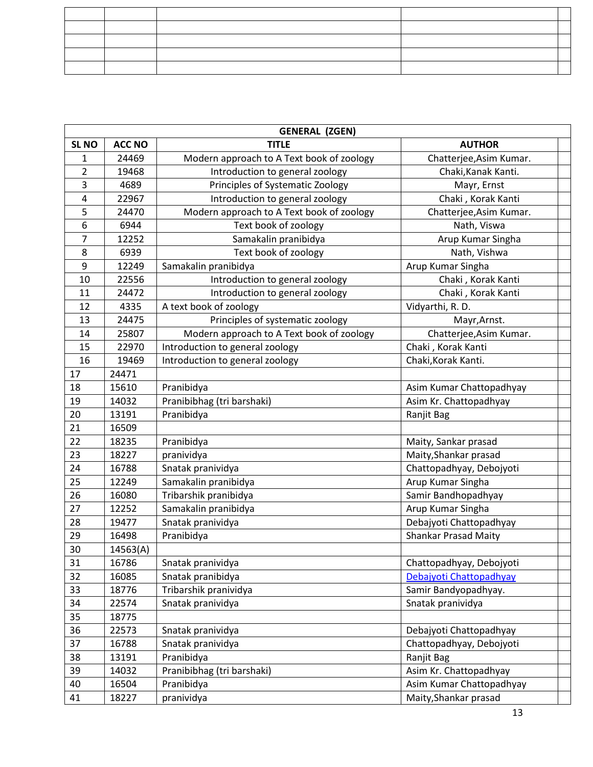| | | | | |
|---|---|---|---|---|
| | | | | |
| | | | | |
| | | | | |
| | | | | |
| | | | | |

| GENERAL (ZGEN) | | | | |
|---|---|---|---|---|
| SL NO | ACC NO | TITLE | AUTHOR | |
| 1 | 24469 | Modern approach to A Text book of zoology | Chatterjee,Asim Kumar. | |
| 2 | 19468 | Introduction to general zoology | Chaki,Kanak Kanti. | |
| 3 | 4689 | Principles of Systematic Zoology | Mayr, Ernst | |
| 4 | 22967 | Introduction to general zoology | Chaki , Korak Kanti | |
| 5 | 24470 | Modern approach to A Text book of zoology | Chatterjee,Asim Kumar. | |
| 6 | 6944 | Text book of zoology | Nath, Viswa | |
| 7 | 12252 | Samakalin pranibidya | Arup Kumar Singha | |
| 8 | 6939 | Text book of zoology | Nath, Vishwa | |
| 9 | 12249 | Samakalin pranibidya | Arup Kumar Singha | |
| 10 | 22556 | Introduction to general zoology | Chaki , Korak Kanti | |
| 11 | 24472 | Introduction to general zoology | Chaki , Korak Kanti | |
| 12 | 4335 | A text book of zoology | Vidyarthi, R. D. | |
| 13 | 24475 | Principles of systematic zoology | Mayr,Arnst. | |
| 14 | 25807 | Modern approach to A Text book of zoology | Chatterjee,Asim Kumar. | |
| 15 | 22970 | Introduction to general zoology | Chaki , Korak Kanti | |
| 16 | 19469 | Introduction to general zoology | Chaki,Korak Kanti. | |
| 17 | 24471 | | | |
| 18 | 15610 | Pranibidya | Asim Kumar Chattopadhyay | |
| 19 | 14032 | Pranibibhag (tri barshaki) | Asim Kr. Chattopadhyay | |
| 20 | 13191 | Pranibidya | Ranjit Bag | |
| 21 | 16509 | | | |
| 22 | 18235 | Pranibidya | Maity, Sankar prasad | |
| 23 | 18227 | pranividya | Maity,Shankar prasad | |
| 24 | 16788 | Snatak pranividya | Chattopadhyay, Debojyoti | |
| 25 | 12249 | Samakalin pranibidya | Arup Kumar Singha | |
| 26 | 16080 | Tribarshik pranibidya | Samir Bandhopadhyay | |
| 27 | 12252 | Samakalin pranibidya | Arup Kumar Singha | |
| 28 | 19477 | Snatak pranividya | Debajyoti Chattopadhyay | |
| 29 | 16498 | Pranibidya | Shankar Prasad Maity | |
| 30 | 14563(A) | | | |
| 31 | 16786 | Snatak pranividya | Chattopadhyay, Debojyoti | |
| 32 | 16085 | Snatak pranibidya | Debajyoti Chattopadhyay | |
| 33 | 18776 | Tribarshik pranividya | Samir Bandyopadhyay. | |
| 34 | 22574 | Snatak pranividya | Snatak pranividya | |
| 35 | 18775 | | | |
| 36 | 22573 | Snatak pranividya | Debajyoti Chattopadhyay | |
| 37 | 16788 | Snatak pranividya | Chattopadhyay, Debojyoti | |
| 38 | 13191 | Pranibidya | Ranjit Bag | |
| 39 | 14032 | Pranibibhag (tri barshaki) | Asim Kr. Chattopadhyay | |
| 40 | 16504 | Pranibidya | Asim Kumar Chattopadhyay | |
| 41 | 18227 | pranividya | Maity,Shankar prasad | |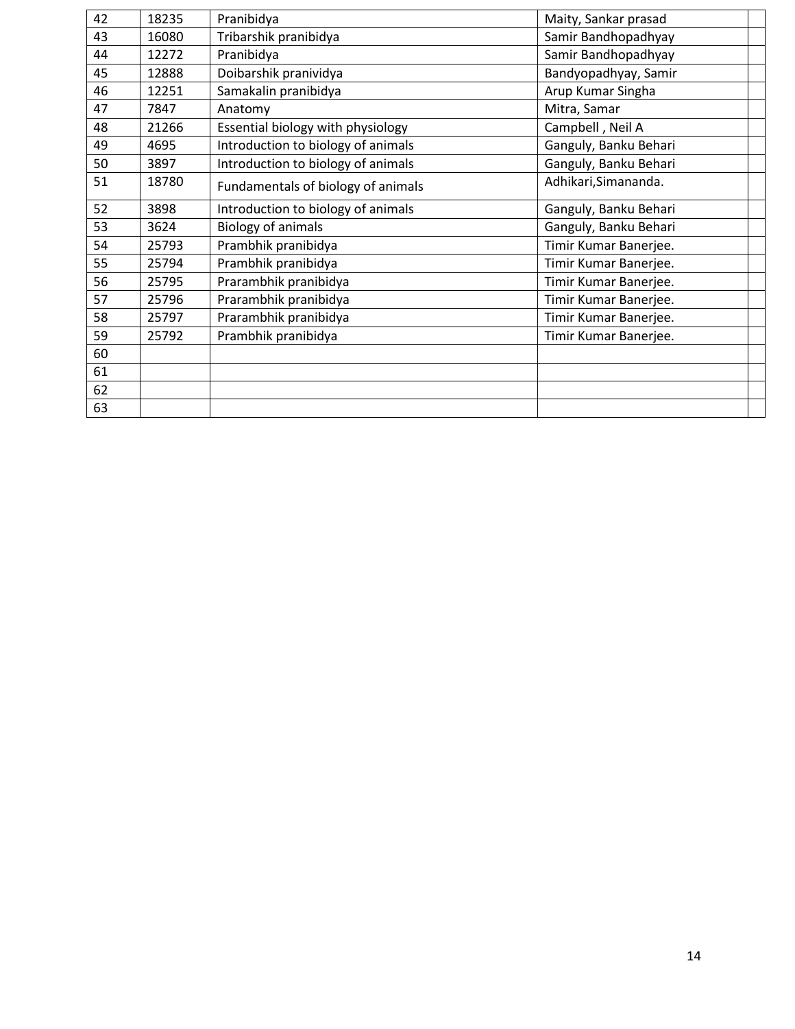| | | | | |
|---|---|---|---|---|
| 42 | 18235 | Pranibidya | Maity, Sankar prasad | |
| 43 | 16080 | Tribarshik pranibidya | Samir Bandhopadhyay | |
| 44 | 12272 | Pranibidya | Samir Bandhopadhyay | |
| 45 | 12888 | Doibarshik pranividya | Bandyopadhyay, Samir | |
| 46 | 12251 | Samakalin pranibidya | Arup Kumar Singha | |
| 47 | 7847 | Anatomy | Mitra, Samar | |
| 48 | 21266 | Essential biology with physiology | Campbell , Neil A | |
| 49 | 4695 | Introduction to biology of animals | Ganguly, Banku Behari | |
| 50 | 3897 | Introduction to biology of animals | Ganguly, Banku Behari | |
| 51 | 18780 | Fundamentals of biology of animals | Adhikari,Simananda. | |
| 52 | 3898 | Introduction to biology of animals | Ganguly, Banku Behari | |
| 53 | 3624 | Biology of animals | Ganguly, Banku Behari | |
| 54 | 25793 | Prambhik pranibidya | Timir Kumar Banerjee. | |
| 55 | 25794 | Prambhik pranibidya | Timir Kumar Banerjee. | |
| 56 | 25795 | Prarambhik pranibidya | Timir Kumar Banerjee. | |
| 57 | 25796 | Prarambhik pranibidya | Timir Kumar Banerjee. | |
| 58 | 25797 | Prarambhik pranibidya | Timir Kumar Banerjee. | |
| 59 | 25792 | Prambhik pranibidya | Timir Kumar Banerjee. | |
| 60 | | | | |
| 61 | | | | |
| 62 | | | | |
| 63 | | | | |